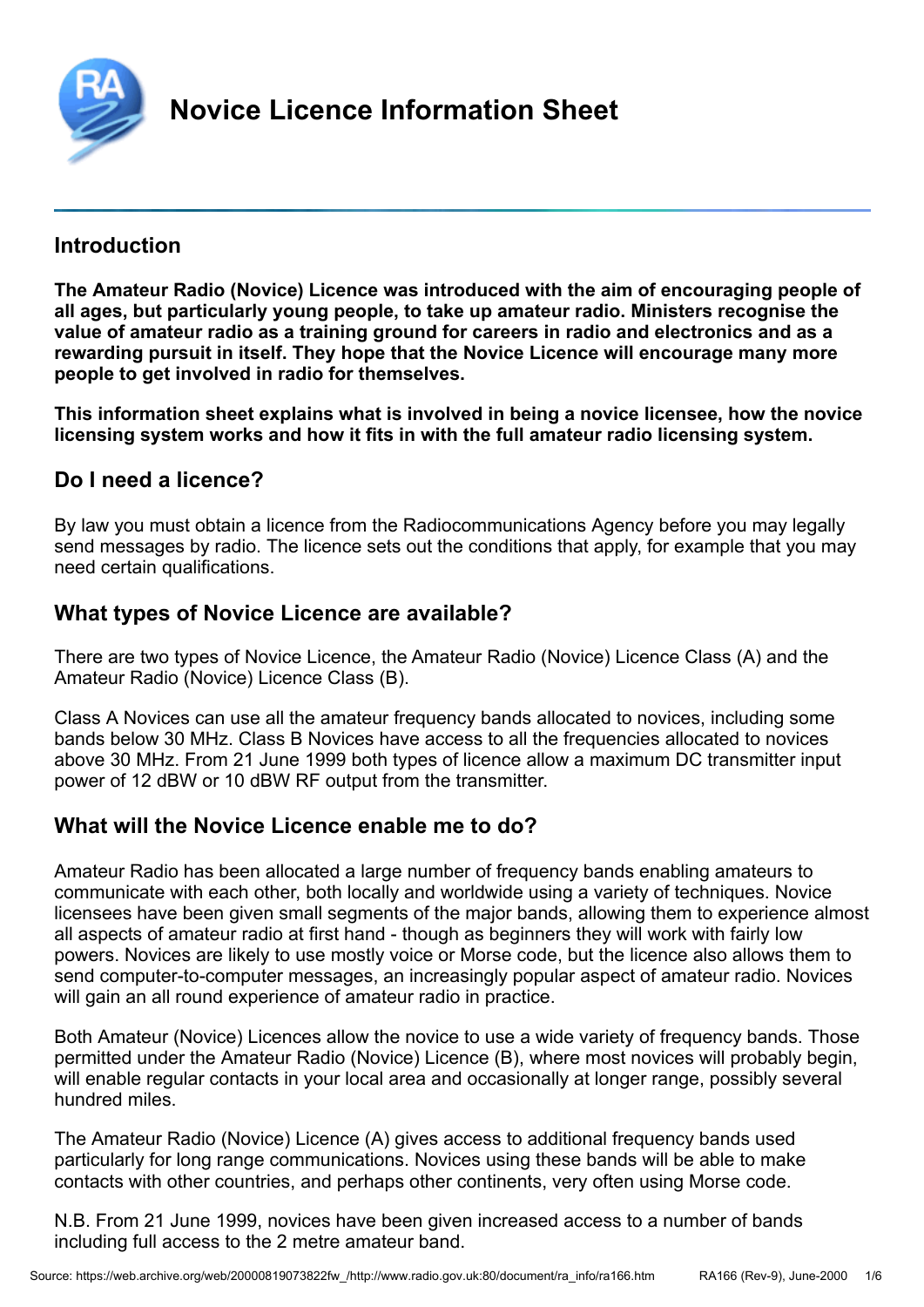# Novice Licence Information Sheet

## Introduction

**The Amateur Radio (Novice) Licence was introduced with the aim of encouraging people of all ages, but particularly young people, to take up amateur radio. Ministers recognise the value of amateur radio as a training ground for careers in radio and electronics and as a rewarding pursuit in itself. They hope that the Novice Licence will encourage many more people to get involved in radio for themselves.**

**This information sheet explains what is involved in being a novice licensee, how the novice licensing system works and how it fits in with the full amateur radio licensing system.**

## Do I need a licence?

By law you must obtain a licence from the Radiocommunications Agency before you may legally send messages by radio. The licence sets out the conditions that apply, for example that you may need certain qualifications.

## What types of Novice Licence are available?

There are two types of Novice Licence, the Amateur Radio (Novice) Licence Class (A) and the Amateur Radio (Novice) Licence Class (B).

Class A Novices can use all the amateur frequency bands allocated to novices, including some bands below 30 MHz. Class B Novices have access to all the frequencies allocated to novices above 30 MHz. From 21 June 1999 both types of licence allow a maximum DC transmitter input power of 12 dBW or 10 dBW RF output from the transmitter.

## What will the Novice Licence enable me to do?

Amateur Radio has been allocated a large number of frequency bands enabling amateurs to communicate with each other, both locally and worldwide using a variety of techniques. Novice licensees have been given small segments of the major bands, allowing them to experience almost all aspects of amateur radio at first hand - though as beginners they will work with fairly low powers. Novices are likely to use mostly voice or Morse code, but the licence also allows them to send computer-to-computer messages, an increasingly popular aspect of amateur radio. Novices will gain an all round experience of amateur radio in practice.

Both Amateur (Novice) Licences allow the novice to use a wide variety of frequency bands. Those permitted under the Amateur Radio (Novice) Licence (B), where most novices will probably begin, will enable regular contacts in your local area and occasionally at longer range, possibly several hundred miles.

The Amateur Radio (Novice) Licence (A) gives access to additional frequency bands used particularly for long range communications. Novices using these bands will be able to make contacts with other countries, and perhaps other continents, very often using Morse code.

N.B. From 21 June 1999, novices have been given increased access to a number of bands including full access to the 2 metre amateur band.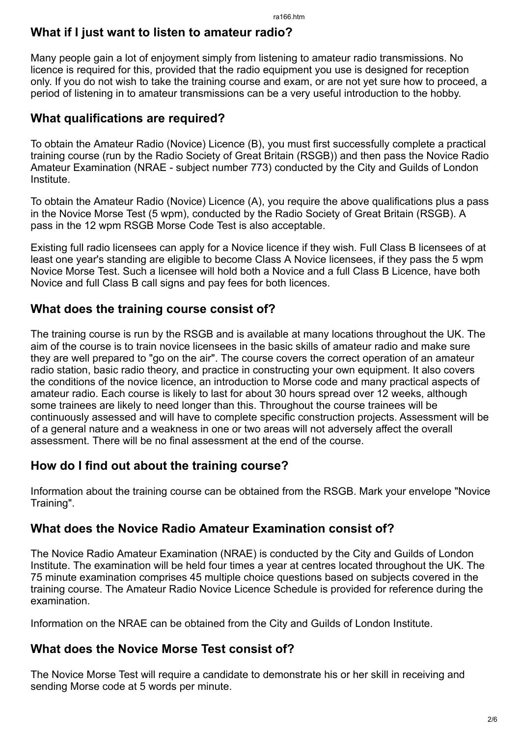## What if I just want to listen to amateur radio?

Many people gain a lot of enjoyment simply from listening to amateur radio transmissions. No licence is required for this, provided that the radio equipment you use is designed for reception only. If you do not wish to take the training course and exam, or are not yet sure how to proceed, a period of listening in to amateur transmissions can be a very useful introduction to the hobby.

## What qualifications are required?

To obtain the Amateur Radio (Novice) Licence (B), you must first successfully complete a practical training course (run by the Radio Society of Great Britain (RSGB)) and then pass the Novice Radio Amateur Examination (NRAE - subject number 773) conducted by the City and Guilds of London Institute.

To obtain the Amateur Radio (Novice) Licence (A), you require the above qualifications plus a pass in the Novice Morse Test (5 wpm), conducted by the Radio Society of Great Britain (RSGB). A pass in the 12 wpm RSGB Morse Code Test is also acceptable.

Existing full radio licensees can apply for a Novice licence if they wish. Full Class B licensees of at least one year's standing are eligible to become Class A Novice licensees, if they pass the 5 wpm Novice Morse Test. Such a licensee will hold both a Novice and a full Class B Licence, have both Novice and full Class B call signs and pay fees for both licences.

## What does the training course consist of?

The training course is run by the RSGB and is available at many locations throughout the UK. The aim of the course is to train novice licensees in the basic skills of amateur radio and make sure they are well prepared to "go on the air". The course covers the correct operation of an amateur radio station, basic radio theory, and practice in constructing your own equipment. It also covers the conditions of the novice licence, an introduction to Morse code and many practical aspects of amateur radio. Each course is likely to last for about 30 hours spread over 12 weeks, although some trainees are likely to need longer than this. Throughout the course trainees will be continuously assessed and will have to complete specific construction projects. Assessment will be of a general nature and a weakness in one or two areas will not adversely affect the overall assessment. There will be no final assessment at the end of the course.

## How do I find out about the training course?

Information about the training course can be obtained from the RSGB. Mark your envelope "Novice Training".

## What does the Novice Radio Amateur Examination consist of?

The Novice Radio Amateur Examination (NRAE) is conducted by the City and Guilds of London Institute. The examination will be held four times a year at centres located throughout the UK. The 75 minute examination comprises 45 multiple choice questions based on subjects covered in the training course. The Amateur Radio Novice Licence Schedule is provided for reference during the examination.

Information on the NRAE can be obtained from the City and Guilds of London Institute.

## What does the Novice Morse Test consist of?

The Novice Morse Test will require a candidate to demonstrate his or her skill in receiving and sending Morse code at 5 words per minute.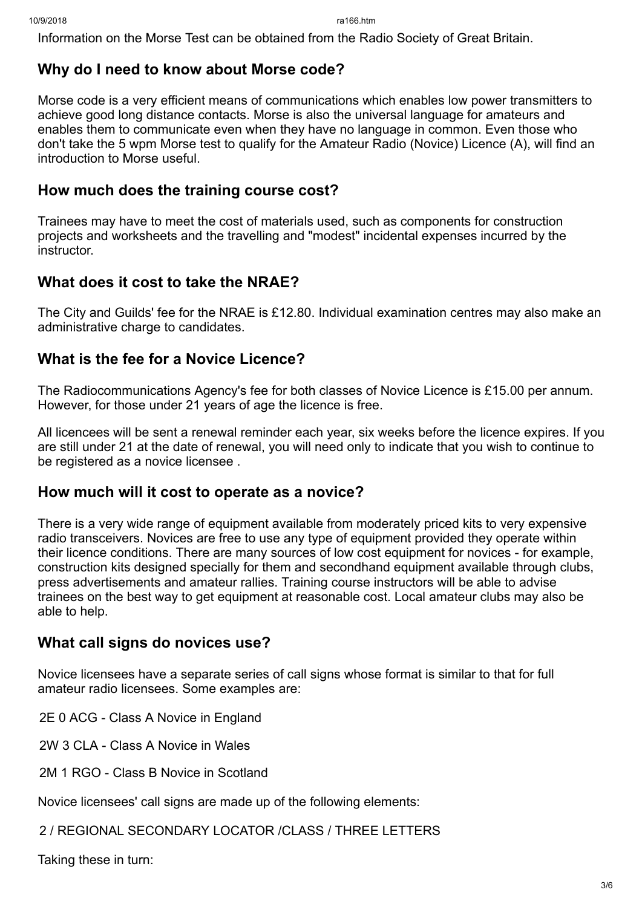Information on the Morse Test can be obtained from the Radio Society of Great Britain.

## Why do I need to know about Morse code?

Morse code is a very efficient means of communications which enables low power transmitters to achieve good long distance contacts. Morse is also the universal language for amateurs and enables them to communicate even when they have no language in common. Even those who don't take the 5 wpm Morse test to qualify for the Amateur Radio (Novice) Licence (A), will find an introduction to Morse useful.

## How much does the training course cost?

Trainees may have to meet the cost of materials used, such as components for construction projects and worksheets and the travelling and "modest" incidental expenses incurred by the instructor.

## What does it cost to take the NRAE?

The City and Guilds' fee for the NRAE is £12.80. Individual examination centres may also make an administrative charge to candidates.

## What is the fee for a Novice Licence?

The Radiocommunications Agency's fee for both classes of Novice Licence is £15.00 per annum. However, for those under 21 years of age the licence is free.

All licencees will be sent a renewal reminder each year, six weeks before the licence expires. If you are still under 21 at the date of renewal, you will need only to indicate that you wish to continue to be registered as a novice licensee .

## How much will it cost to operate as a novice?

There is a very wide range of equipment available from moderately priced kits to very expensive radio transceivers. Novices are free to use any type of equipment provided they operate within their licence conditions. There are many sources of low cost equipment for novices - for example, construction kits designed specially for them and secondhand equipment available through clubs, press advertisements and amateur rallies. Training course instructors will be able to advise trainees on the best way to get equipment at reasonable cost. Local amateur clubs may also be able to help.

## What call signs do novices use?

Novice licensees have a separate series of call signs whose format is similar to that for full amateur radio licensees. Some examples are:

2E 0 ACG - Class A Novice in England

2W 3 CLA - Class A Novice in Wales

2M 1 RGO - Class B Novice in Scotland

Novice licensees' call signs are made up of the following elements:

2 / REGIONAL SECONDARY LOCATOR /CLASS / THREE LETTERS

Taking these in turn: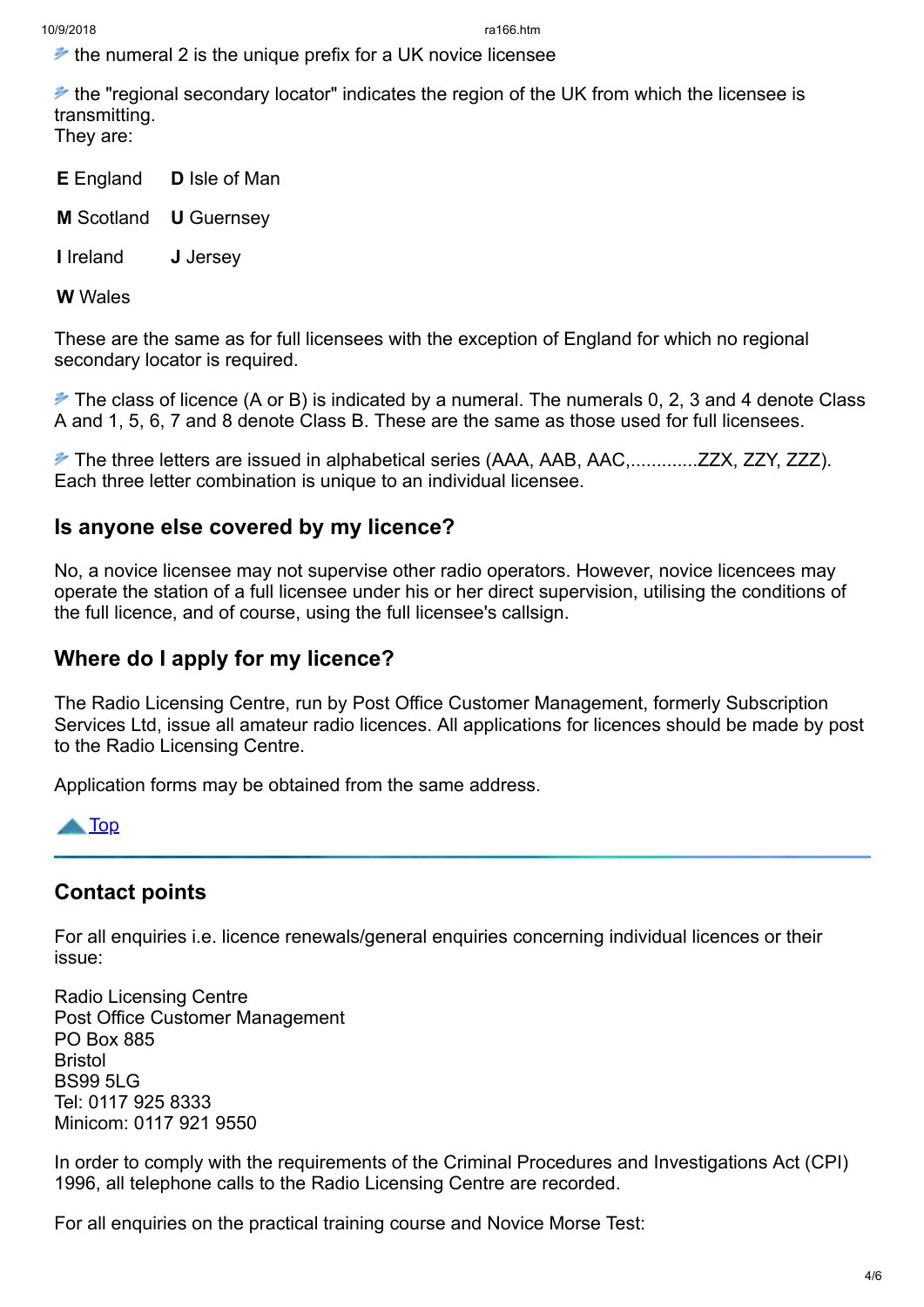- the numeral 2 is the unique prefix for a UK novice licensee

- the "regional secondary locator" indicates the region of the UK from which the licensee is transmitting.
They are:

| | |
|---|---|
| **E** England | **D** Isle of Man |
| **M** Scotland | **U** Guernsey |
| **I** Ireland | **J** Jersey |
| **W** Wales | |

These are the same as for full licensees with the exception of England for which no regional secondary locator is required.

- The class of licence (A or B) is indicated by a numeral. The numerals 0, 2, 3 and 4 denote Class A and 1, 5, 6, 7 and 8 denote Class B. These are the same as those used for full licensees.

- The three letters are issued in alphabetical series (AAA, AAB, AAC,.............ZZX, ZZY, ZZZ). Each three letter combination is unique to an individual licensee.

## Is anyone else covered by my licence?

No, a novice licensee may not supervise other radio operators. However, novice licencees may operate the station of a full licensee under his or her direct supervision, utilising the conditions of the full licence, and of course, using the full licensee's callsign.

## Where do I apply for my licence?

The Radio Licensing Centre, run by Post Office Customer Management, formerly Subscription Services Ltd, issue all amateur radio licences. All applications for licences should be made by post to the Radio Licensing Centre.

Application forms may be obtained from the same address.

Top

---

## Contact points

For all enquiries i.e. licence renewals/general enquiries concerning individual licences or their issue:

Radio Licensing Centre
Post Office Customer Management
PO Box 885
Bristol
BS99 5LG
Tel: 0117 925 8333
Minicom: 0117 921 9550

In order to comply with the requirements of the Criminal Procedures and Investigations Act (CPI) 1996, all telephone calls to the Radio Licensing Centre are recorded.

For all enquiries on the practical training course and Novice Morse Test: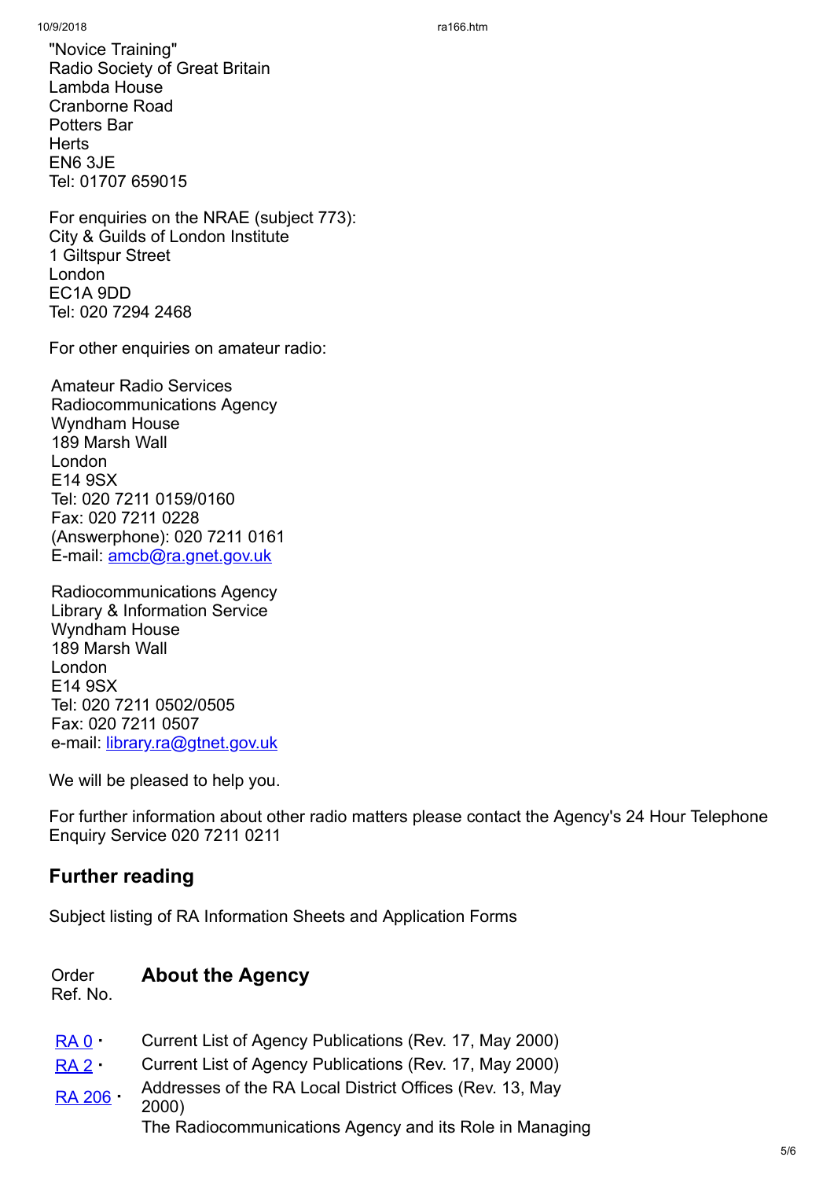"Novice Training"
Radio Society of Great Britain
Lambda House
Cranborne Road
Potters Bar
Herts
EN6 3JE
Tel: 01707 659015

For enquiries on the NRAE (subject 773):
City & Guilds of London Institute
1 Giltspur Street
London
EC1A 9DD
Tel: 020 7294 2468

For other enquiries on amateur radio:

Amateur Radio Services
Radiocommunications Agency
Wyndham House
189 Marsh Wall
London
E14 9SX
Tel: 020 7211 0159/0160
Fax: 020 7211 0228
(Answerphone): 020 7211 0161
E-mail: amcb@ra.gnet.gov.uk

Radiocommunications Agency
Library & Information Service
Wyndham House
189 Marsh Wall
London
E14 9SX
Tel: 020 7211 0502/0505
Fax: 020 7211 0507
e-mail: library.ra@gtnet.gov.uk

We will be pleased to help you.

For further information about other radio matters please contact the Agency's 24 Hour Telephone Enquiry Service 020 7211 0211

## Further reading

Subject listing of RA Information Sheets and Application Forms

| Order Ref. No. | About the Agency |
|---|---|
| RA 0 · | Current List of Agency Publications (Rev. 17, May 2000) |
| RA 2 · | Current List of Agency Publications (Rev. 17, May 2000) |
| RA 206 · | Addresses of the RA Local District Offices (Rev. 13, May 2000) |
| | The Radiocommunications Agency and its Role in Managing |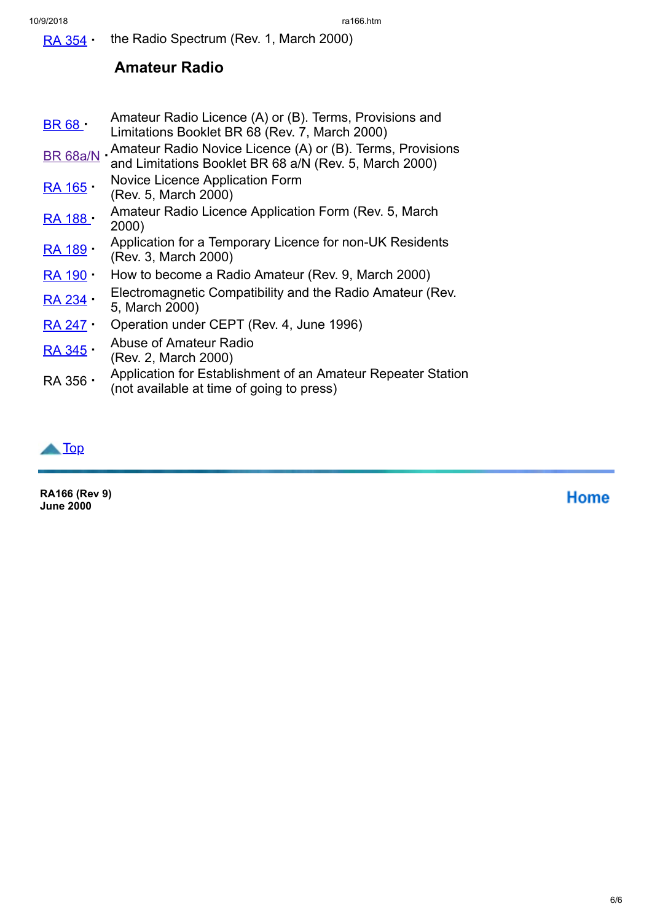RA 354 · the Radio Spectrum (Rev. 1, March 2000)

## Amateur Radio

| | |
|---|---|
| BR 68 · | Amateur Radio Licence (A) or (B). Terms, Provisions and Limitations Booklet BR 68 (Rev. 7, March 2000) |
| BR 68a/N · | Amateur Radio Novice Licence (A) or (B). Terms, Provisions and Limitations Booklet BR 68 a/N (Rev. 5, March 2000) |
| RA 165 · | Novice Licence Application Form (Rev. 5, March 2000) |
| RA 188 · | Amateur Radio Licence Application Form (Rev. 5, March 2000) |
| RA 189 · | Application for a Temporary Licence for non-UK Residents (Rev. 3, March 2000) |
| RA 190 · | How to become a Radio Amateur (Rev. 9, March 2000) |
| RA 234 · | Electromagnetic Compatibility and the Radio Amateur (Rev. 5, March 2000) |
| RA 247 · | Operation under CEPT (Rev. 4, June 1996) |
| RA 345 · | Abuse of Amateur Radio (Rev. 2, March 2000) |
| RA 356 · | Application for Establishment of an Amateur Repeater Station (not available at time of going to press) |

Top

**RA166 (Rev 9)**
**June 2000**

Home